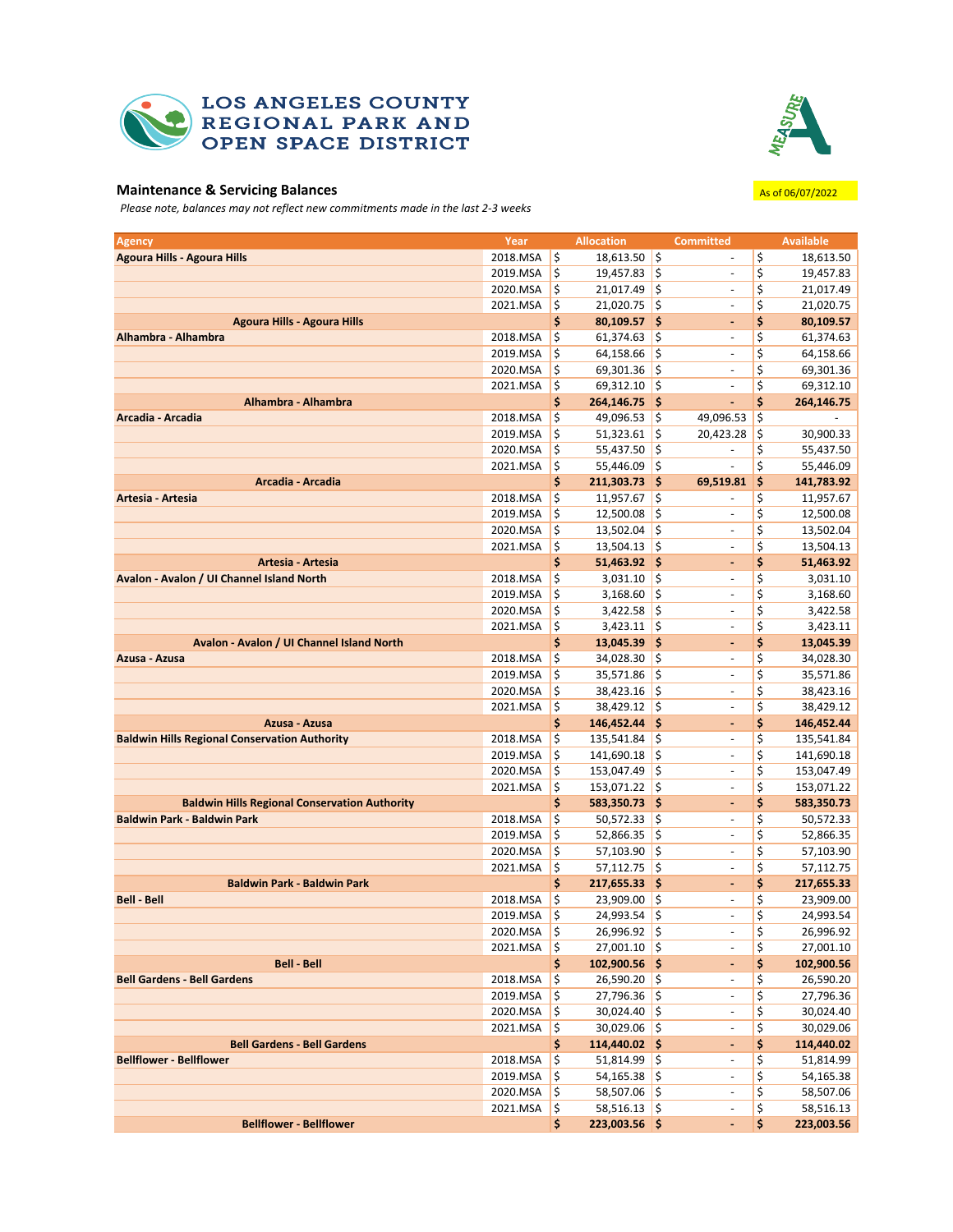LOS ANGELES COUNTY REGIONAL PARK AND OPEN SPACE DISTRICT

MEASURE A

## Maintenance & Servicing Balances

As of 06/07/2022

*Please note, balances may not reflect new commitments made in the last 2-3 weeks*

| Agency | Year | Allocation | Committed | Available |
|---|---|---|---|---|
| **Agoura Hills - Agoura Hills** | 2018.MSA | $ 18,613.50 | $ - | $ 18,613.50 |
| | 2019.MSA | $ 19,457.83 | $ - | $ 19,457.83 |
| | 2020.MSA | $ 21,017.49 | $ - | $ 21,017.49 |
| | 2021.MSA | $ 21,020.75 | $ - | $ 21,020.75 |
| **Agoura Hills - Agoura Hills** | | **$ 80,109.57** | **$ -** | **$ 80,109.57** |
| **Alhambra - Alhambra** | 2018.MSA | $ 61,374.63 | $ - | $ 61,374.63 |
| | 2019.MSA | $ 64,158.66 | $ - | $ 64,158.66 |
| | 2020.MSA | $ 69,301.36 | $ - | $ 69,301.36 |
| | 2021.MSA | $ 69,312.10 | $ - | $ 69,312.10 |
| **Alhambra - Alhambra** | | **$ 264,146.75** | **$ -** | **$ 264,146.75** |
| **Arcadia - Arcadia** | 2018.MSA | $ 49,096.53 | $ 49,096.53 | $ - |
| | 2019.MSA | $ 51,323.61 | $ 20,423.28 | $ 30,900.33 |
| | 2020.MSA | $ 55,437.50 | $ - | $ 55,437.50 |
| | 2021.MSA | $ 55,446.09 | $ - | $ 55,446.09 |
| **Arcadia - Arcadia** | | **$ 211,303.73** | **$ 69,519.81** | **$ 141,783.92** |
| **Artesia - Artesia** | 2018.MSA | $ 11,957.67 | $ - | $ 11,957.67 |
| | 2019.MSA | $ 12,500.08 | $ - | $ 12,500.08 |
| | 2020.MSA | $ 13,502.04 | $ - | $ 13,502.04 |
| | 2021.MSA | $ 13,504.13 | $ - | $ 13,504.13 |
| **Artesia - Artesia** | | **$ 51,463.92** | **$ -** | **$ 51,463.92** |
| **Avalon - Avalon / UI Channel Island North** | 2018.MSA | $ 3,031.10 | $ - | $ 3,031.10 |
| | 2019.MSA | $ 3,168.60 | $ - | $ 3,168.60 |
| | 2020.MSA | $ 3,422.58 | $ - | $ 3,422.58 |
| | 2021.MSA | $ 3,423.11 | $ - | $ 3,423.11 |
| **Avalon - Avalon / UI Channel Island North** | | **$ 13,045.39** | **$ -** | **$ 13,045.39** |
| **Azusa - Azusa** | 2018.MSA | $ 34,028.30 | $ - | $ 34,028.30 |
| | 2019.MSA | $ 35,571.86 | $ - | $ 35,571.86 |
| | 2020.MSA | $ 38,423.16 | $ - | $ 38,423.16 |
| | 2021.MSA | $ 38,429.12 | $ - | $ 38,429.12 |
| **Azusa - Azusa** | | **$ 146,452.44** | **$ -** | **$ 146,452.44** |
| **Baldwin Hills Regional Conservation Authority** | 2018.MSA | $ 135,541.84 | $ - | $ 135,541.84 |
| | 2019.MSA | $ 141,690.18 | $ - | $ 141,690.18 |
| | 2020.MSA | $ 153,047.49 | $ - | $ 153,047.49 |
| | 2021.MSA | $ 153,071.22 | $ - | $ 153,071.22 |
| **Baldwin Hills Regional Conservation Authority** | | **$ 583,350.73** | **$ -** | **$ 583,350.73** |
| **Baldwin Park - Baldwin Park** | 2018.MSA | $ 50,572.33 | $ - | $ 50,572.33 |
| | 2019.MSA | $ 52,866.35 | $ - | $ 52,866.35 |
| | 2020.MSA | $ 57,103.90 | $ - | $ 57,103.90 |
| | 2021.MSA | $ 57,112.75 | $ - | $ 57,112.75 |
| **Baldwin Park - Baldwin Park** | | **$ 217,655.33** | **$ -** | **$ 217,655.33** |
| **Bell - Bell** | 2018.MSA | $ 23,909.00 | $ - | $ 23,909.00 |
| | 2019.MSA | $ 24,993.54 | $ - | $ 24,993.54 |
| | 2020.MSA | $ 26,996.92 | $ - | $ 26,996.92 |
| | 2021.MSA | $ 27,001.10 | $ - | $ 27,001.10 |
| **Bell - Bell** | | **$ 102,900.56** | **$ -** | **$ 102,900.56** |
| **Bell Gardens - Bell Gardens** | 2018.MSA | $ 26,590.20 | $ - | $ 26,590.20 |
| | 2019.MSA | $ 27,796.36 | $ - | $ 27,796.36 |
| | 2020.MSA | $ 30,024.40 | $ - | $ 30,024.40 |
| | 2021.MSA | $ 30,029.06 | $ - | $ 30,029.06 |
| **Bell Gardens - Bell Gardens** | | **$ 114,440.02** | **$ -** | **$ 114,440.02** |
| **Bellflower - Bellflower** | 2018.MSA | $ 51,814.99 | $ - | $ 51,814.99 |
| | 2019.MSA | $ 54,165.38 | $ - | $ 54,165.38 |
| | 2020.MSA | $ 58,507.06 | $ - | $ 58,507.06 |
| | 2021.MSA | $ 58,516.13 | $ - | $ 58,516.13 |
| **Bellflower - Bellflower** | | **$ 223,003.56** | **$ -** | **$ 223,003.56** |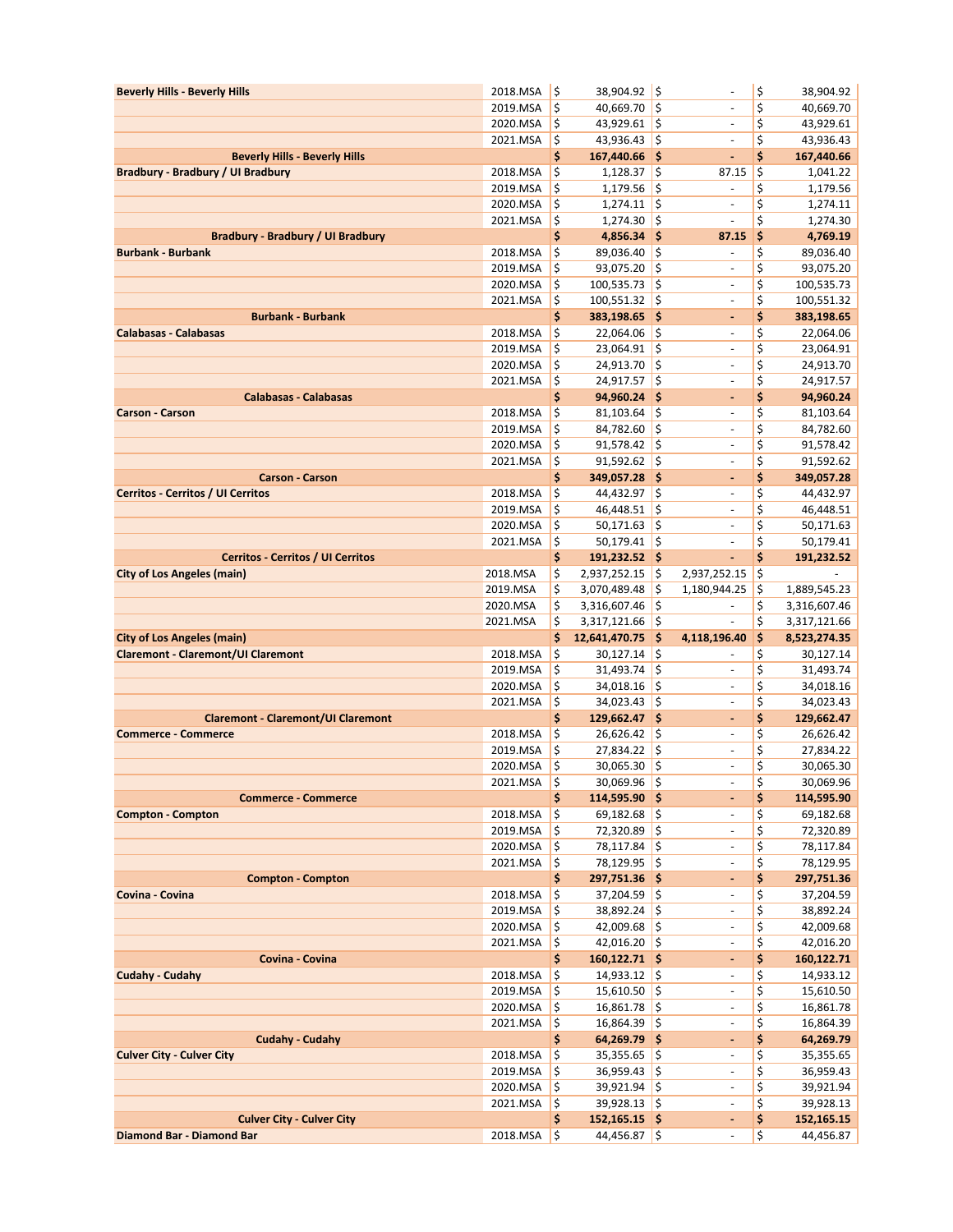| | | | | |
|---|---|---|---|---|
| **Beverly Hills - Beverly Hills** | 2018.MSA | $ 38,904.92 | $ - | $ 38,904.92 |
| | 2019.MSA | $ 40,669.70 | $ - | $ 40,669.70 |
| | 2020.MSA | $ 43,929.61 | $ - | $ 43,929.61 |
| | 2021.MSA | $ 43,936.43 | $ - | $ 43,936.43 |
| **Beverly Hills - Beverly Hills** | | **$ 167,440.66** | **$ -** | **$ 167,440.66** |
| **Bradbury - Bradbury / UI Bradbury** | 2018.MSA | $ 1,128.37 | $ 87.15 | $ 1,041.22 |
| | 2019.MSA | $ 1,179.56 | $ - | $ 1,179.56 |
| | 2020.MSA | $ 1,274.11 | $ - | $ 1,274.11 |
| | 2021.MSA | $ 1,274.30 | $ - | $ 1,274.30 |
| **Bradbury - Bradbury / UI Bradbury** | | **$ 4,856.34** | **$ 87.15** | **$ 4,769.19** |
| **Burbank - Burbank** | 2018.MSA | $ 89,036.40 | $ - | $ 89,036.40 |
| | 2019.MSA | $ 93,075.20 | $ - | $ 93,075.20 |
| | 2020.MSA | $ 100,535.73 | $ - | $ 100,535.73 |
| | 2021.MSA | $ 100,551.32 | $ - | $ 100,551.32 |
| **Burbank - Burbank** | | **$ 383,198.65** | **$ -** | **$ 383,198.65** |
| **Calabasas - Calabasas** | 2018.MSA | $ 22,064.06 | $ - | $ 22,064.06 |
| | 2019.MSA | $ 23,064.91 | $ - | $ 23,064.91 |
| | 2020.MSA | $ 24,913.70 | $ - | $ 24,913.70 |
| | 2021.MSA | $ 24,917.57 | $ - | $ 24,917.57 |
| **Calabasas - Calabasas** | | **$ 94,960.24** | **$ -** | **$ 94,960.24** |
| **Carson - Carson** | 2018.MSA | $ 81,103.64 | $ - | $ 81,103.64 |
| | 2019.MSA | $ 84,782.60 | $ - | $ 84,782.60 |
| | 2020.MSA | $ 91,578.42 | $ - | $ 91,578.42 |
| | 2021.MSA | $ 91,592.62 | $ - | $ 91,592.62 |
| **Carson - Carson** | | **$ 349,057.28** | **$ -** | **$ 349,057.28** |
| **Cerritos - Cerritos / UI Cerritos** | 2018.MSA | $ 44,432.97 | $ - | $ 44,432.97 |
| | 2019.MSA | $ 46,448.51 | $ - | $ 46,448.51 |
| | 2020.MSA | $ 50,171.63 | $ - | $ 50,171.63 |
| | 2021.MSA | $ 50,179.41 | $ - | $ 50,179.41 |
| **Cerritos - Cerritos / UI Cerritos** | | **$ 191,232.52** | **$ -** | **$ 191,232.52** |
| **City of Los Angeles (main)** | 2018.MSA | $ 2,937,252.15 | $ 2,937,252.15 | $ - |
| | 2019.MSA | $ 3,070,489.48 | $ 1,180,944.25 | $ 1,889,545.23 |
| | 2020.MSA | $ 3,316,607.46 | $ - | $ 3,316,607.46 |
| | 2021.MSA | $ 3,317,121.66 | $ - | $ 3,317,121.66 |
| **City of Los Angeles (main)** | | **$ 12,641,470.75** | **$ 4,118,196.40** | **$ 8,523,274.35** |
| **Claremont - Claremont/UI Claremont** | 2018.MSA | $ 30,127.14 | $ - | $ 30,127.14 |
| | 2019.MSA | $ 31,493.74 | $ - | $ 31,493.74 |
| | 2020.MSA | $ 34,018.16 | $ - | $ 34,018.16 |
| | 2021.MSA | $ 34,023.43 | $ - | $ 34,023.43 |
| **Claremont - Claremont/UI Claremont** | | **$ 129,662.47** | **$ -** | **$ 129,662.47** |
| **Commerce - Commerce** | 2018.MSA | $ 26,626.42 | $ - | $ 26,626.42 |
| | 2019.MSA | $ 27,834.22 | $ - | $ 27,834.22 |
| | 2020.MSA | $ 30,065.30 | $ - | $ 30,065.30 |
| | 2021.MSA | $ 30,069.96 | $ - | $ 30,069.96 |
| **Commerce - Commerce** | | **$ 114,595.90** | **$ -** | **$ 114,595.90** |
| **Compton - Compton** | 2018.MSA | $ 69,182.68 | $ - | $ 69,182.68 |
| | 2019.MSA | $ 72,320.89 | $ - | $ 72,320.89 |
| | 2020.MSA | $ 78,117.84 | $ - | $ 78,117.84 |
| | 2021.MSA | $ 78,129.95 | $ - | $ 78,129.95 |
| **Compton - Compton** | | **$ 297,751.36** | **$ -** | **$ 297,751.36** |
| **Covina - Covina** | 2018.MSA | $ 37,204.59 | $ - | $ 37,204.59 |
| | 2019.MSA | $ 38,892.24 | $ - | $ 38,892.24 |
| | 2020.MSA | $ 42,009.68 | $ - | $ 42,009.68 |
| | 2021.MSA | $ 42,016.20 | $ - | $ 42,016.20 |
| **Covina - Covina** | | **$ 160,122.71** | **$ -** | **$ 160,122.71** |
| **Cudahy - Cudahy** | 2018.MSA | $ 14,933.12 | $ - | $ 14,933.12 |
| | 2019.MSA | $ 15,610.50 | $ - | $ 15,610.50 |
| | 2020.MSA | $ 16,861.78 | $ - | $ 16,861.78 |
| | 2021.MSA | $ 16,864.39 | $ - | $ 16,864.39 |
| **Cudahy - Cudahy** | | **$ 64,269.79** | **$ -** | **$ 64,269.79** |
| **Culver City - Culver City** | 2018.MSA | $ 35,355.65 | $ - | $ 35,355.65 |
| | 2019.MSA | $ 36,959.43 | $ - | $ 36,959.43 |
| | 2020.MSA | $ 39,921.94 | $ - | $ 39,921.94 |
| | 2021.MSA | $ 39,928.13 | $ - | $ 39,928.13 |
| **Culver City - Culver City** | | **$ 152,165.15** | **$ -** | **$ 152,165.15** |
| **Diamond Bar - Diamond Bar** | 2018.MSA | $ 44,456.87 | $ - | $ 44,456.87 |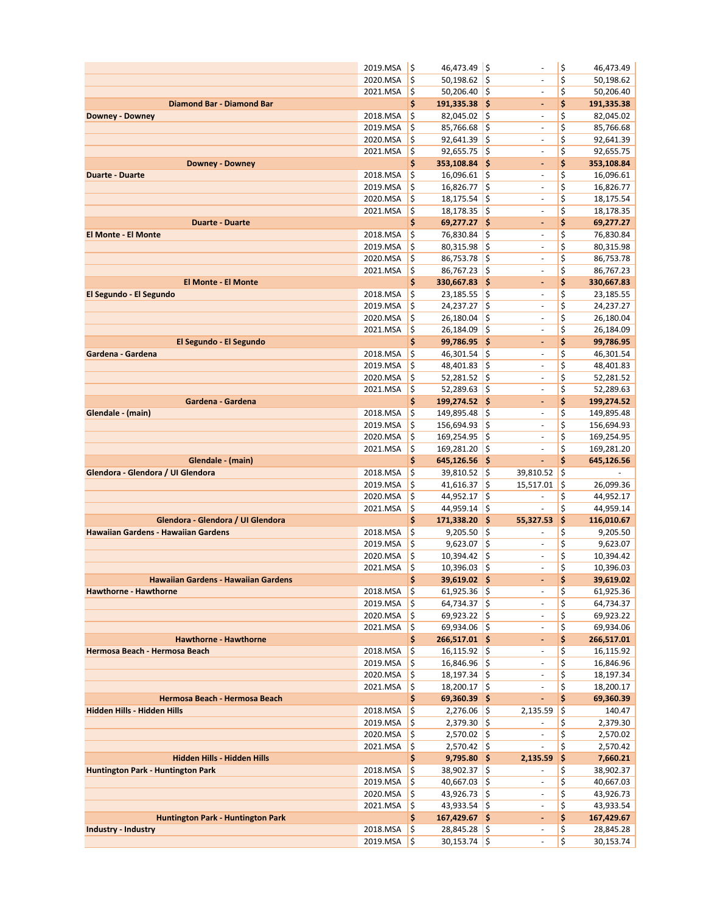| | | | | |
|---|---|---|---|---|
| | 2019.MSA | $ 46,473.49 | $ - | $ 46,473.49 |
| | 2020.MSA | $ 50,198.62 | $ - | $ 50,198.62 |
| | 2021.MSA | $ 50,206.40 | $ - | $ 50,206.40 |
| **Diamond Bar - Diamond Bar** | | **$ 191,335.38** | **$ -** | **$ 191,335.38** |
| **Downey - Downey** | 2018.MSA | $ 82,045.02 | $ - | $ 82,045.02 |
| | 2019.MSA | $ 85,766.68 | $ - | $ 85,766.68 |
| | 2020.MSA | $ 92,641.39 | $ - | $ 92,641.39 |
| | 2021.MSA | $ 92,655.75 | $ - | $ 92,655.75 |
| **Downey - Downey** | | **$ 353,108.84** | **$ -** | **$ 353,108.84** |
| **Duarte - Duarte** | 2018.MSA | $ 16,096.61 | $ - | $ 16,096.61 |
| | 2019.MSA | $ 16,826.77 | $ - | $ 16,826.77 |
| | 2020.MSA | $ 18,175.54 | $ - | $ 18,175.54 |
| | 2021.MSA | $ 18,178.35 | $ - | $ 18,178.35 |
| **Duarte - Duarte** | | **$ 69,277.27** | **$ -** | **$ 69,277.27** |
| **El Monte - El Monte** | 2018.MSA | $ 76,830.84 | $ - | $ 76,830.84 |
| | 2019.MSA | $ 80,315.98 | $ - | $ 80,315.98 |
| | 2020.MSA | $ 86,753.78 | $ - | $ 86,753.78 |
| | 2021.MSA | $ 86,767.23 | $ - | $ 86,767.23 |
| **El Monte - El Monte** | | **$ 330,667.83** | **$ -** | **$ 330,667.83** |
| **El Segundo - El Segundo** | 2018.MSA | $ 23,185.55 | $ - | $ 23,185.55 |
| | 2019.MSA | $ 24,237.27 | $ - | $ 24,237.27 |
| | 2020.MSA | $ 26,180.04 | $ - | $ 26,180.04 |
| | 2021.MSA | $ 26,184.09 | $ - | $ 26,184.09 |
| **El Segundo - El Segundo** | | **$ 99,786.95** | **$ -** | **$ 99,786.95** |
| **Gardena - Gardena** | 2018.MSA | $ 46,301.54 | $ - | $ 46,301.54 |
| | 2019.MSA | $ 48,401.83 | $ - | $ 48,401.83 |
| | 2020.MSA | $ 52,281.52 | $ - | $ 52,281.52 |
| | 2021.MSA | $ 52,289.63 | $ - | $ 52,289.63 |
| **Gardena - Gardena** | | **$ 199,274.52** | **$ -** | **$ 199,274.52** |
| **Glendale - (main)** | 2018.MSA | $ 149,895.48 | $ - | $ 149,895.48 |
| | 2019.MSA | $ 156,694.93 | $ - | $ 156,694.93 |
| | 2020.MSA | $ 169,254.95 | $ - | $ 169,254.95 |
| | 2021.MSA | $ 169,281.20 | $ - | $ 169,281.20 |
| **Glendale - (main)** | | **$ 645,126.56** | **$ -** | **$ 645,126.56** |
| **Glendora - Glendora / UI Glendora** | 2018.MSA | $ 39,810.52 | $ 39,810.52 | $ - |
| | 2019.MSA | $ 41,616.37 | $ 15,517.01 | $ 26,099.36 |
| | 2020.MSA | $ 44,952.17 | $ - | $ 44,952.17 |
| | 2021.MSA | $ 44,959.14 | $ - | $ 44,959.14 |
| **Glendora - Glendora / UI Glendora** | | **$ 171,338.20** | **$ 55,327.53** | **$ 116,010.67** |
| **Hawaiian Gardens - Hawaiian Gardens** | 2018.MSA | $ 9,205.50 | $ - | $ 9,205.50 |
| | 2019.MSA | $ 9,623.07 | $ - | $ 9,623.07 |
| | 2020.MSA | $ 10,394.42 | $ - | $ 10,394.42 |
| | 2021.MSA | $ 10,396.03 | $ - | $ 10,396.03 |
| **Hawaiian Gardens - Hawaiian Gardens** | | **$ 39,619.02** | **$ -** | **$ 39,619.02** |
| **Hawthorne - Hawthorne** | 2018.MSA | $ 61,925.36 | $ - | $ 61,925.36 |
| | 2019.MSA | $ 64,734.37 | $ - | $ 64,734.37 |
| | 2020.MSA | $ 69,923.22 | $ - | $ 69,923.22 |
| | 2021.MSA | $ 69,934.06 | $ - | $ 69,934.06 |
| **Hawthorne - Hawthorne** | | **$ 266,517.01** | **$ -** | **$ 266,517.01** |
| **Hermosa Beach - Hermosa Beach** | 2018.MSA | $ 16,115.92 | $ - | $ 16,115.92 |
| | 2019.MSA | $ 16,846.96 | $ - | $ 16,846.96 |
| | 2020.MSA | $ 18,197.34 | $ - | $ 18,197.34 |
| | 2021.MSA | $ 18,200.17 | $ - | $ 18,200.17 |
| **Hermosa Beach - Hermosa Beach** | | **$ 69,360.39** | **$ -** | **$ 69,360.39** |
| **Hidden Hills - Hidden Hills** | 2018.MSA | $ 2,276.06 | $ 2,135.59 | $ 140.47 |
| | 2019.MSA | $ 2,379.30 | $ - | $ 2,379.30 |
| | 2020.MSA | $ 2,570.02 | $ - | $ 2,570.02 |
| | 2021.MSA | $ 2,570.42 | $ - | $ 2,570.42 |
| **Hidden Hills - Hidden Hills** | | **$ 9,795.80** | **$ 2,135.59** | **$ 7,660.21** |
| **Huntington Park - Huntington Park** | 2018.MSA | $ 38,902.37 | $ - | $ 38,902.37 |
| | 2019.MSA | $ 40,667.03 | $ - | $ 40,667.03 |
| | 2020.MSA | $ 43,926.73 | $ - | $ 43,926.73 |
| | 2021.MSA | $ 43,933.54 | $ - | $ 43,933.54 |
| **Huntington Park - Huntington Park** | | **$ 167,429.67** | **$ -** | **$ 167,429.67** |
| **Industry - Industry** | 2018.MSA | $ 28,845.28 | $ - | $ 28,845.28 |
| | 2019.MSA | $ 30,153.74 | $ - | $ 30,153.74 |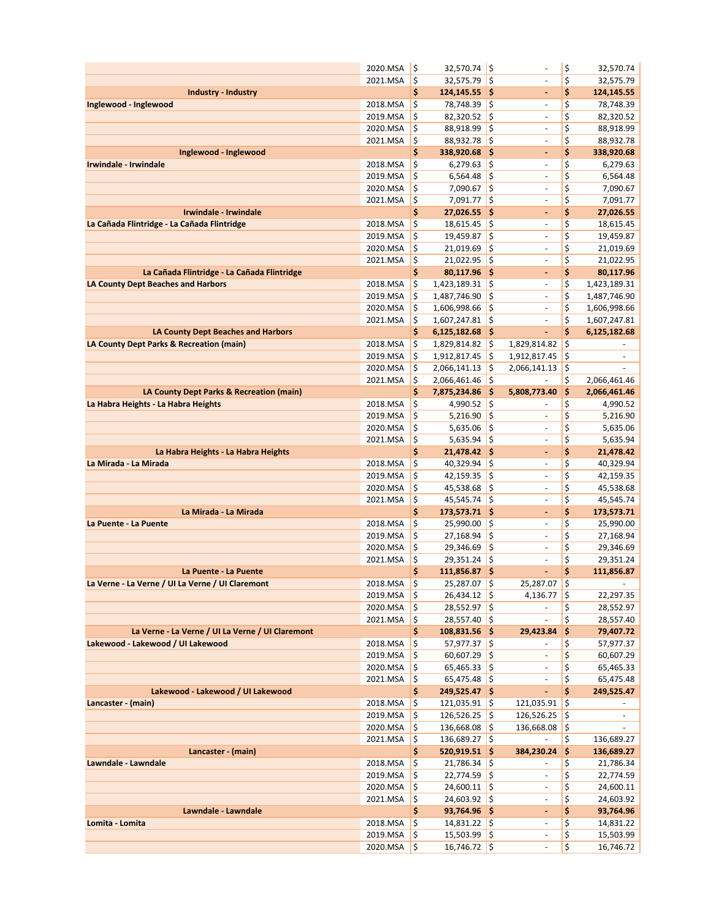| | | | | |
|---|---|---|---|---|
| | 2020.MSA | $ 32,570.74 | $ - | $ 32,570.74 |
| | 2021.MSA | $ 32,575.79 | $ - | $ 32,575.79 |
| **Industry - Industry** | | **$ 124,145.55** | **$ -** | **$ 124,145.55** |
| **Inglewood - Inglewood** | 2018.MSA | $ 78,748.39 | $ - | $ 78,748.39 |
| | 2019.MSA | $ 82,320.52 | $ - | $ 82,320.52 |
| | 2020.MSA | $ 88,918.99 | $ - | $ 88,918.99 |
| | 2021.MSA | $ 88,932.78 | $ - | $ 88,932.78 |
| **Inglewood - Inglewood** | | **$ 338,920.68** | **$ -** | **$ 338,920.68** |
| **Irwindale - Irwindale** | 2018.MSA | $ 6,279.63 | $ - | $ 6,279.63 |
| | 2019.MSA | $ 6,564.48 | $ - | $ 6,564.48 |
| | 2020.MSA | $ 7,090.67 | $ - | $ 7,090.67 |
| | 2021.MSA | $ 7,091.77 | $ - | $ 7,091.77 |
| **Irwindale - Irwindale** | | **$ 27,026.55** | **$ -** | **$ 27,026.55** |
| **La Cañada Flintridge - La Cañada Flintridge** | 2018.MSA | $ 18,615.45 | $ - | $ 18,615.45 |
| | 2019.MSA | $ 19,459.87 | $ - | $ 19,459.87 |
| | 2020.MSA | $ 21,019.69 | $ - | $ 21,019.69 |
| | 2021.MSA | $ 21,022.95 | $ - | $ 21,022.95 |
| **La Cañada Flintridge - La Cañada Flintridge** | | **$ 80,117.96** | **$ -** | **$ 80,117.96** |
| **LA County Dept Beaches and Harbors** | 2018.MSA | $ 1,423,189.31 | $ - | $ 1,423,189.31 |
| | 2019.MSA | $ 1,487,746.90 | $ - | $ 1,487,746.90 |
| | 2020.MSA | $ 1,606,998.66 | $ - | $ 1,606,998.66 |
| | 2021.MSA | $ 1,607,247.81 | $ - | $ 1,607,247.81 |
| **LA County Dept Beaches and Harbors** | | **$ 6,125,182.68** | **$ -** | **$ 6,125,182.68** |
| **LA County Dept Parks & Recreation (main)** | 2018.MSA | $ 1,829,814.82 | $ 1,829,814.82 | $ - |
| | 2019.MSA | $ 1,912,817.45 | $ 1,912,817.45 | $ - |
| | 2020.MSA | $ 2,066,141.13 | $ 2,066,141.13 | $ - |
| | 2021.MSA | $ 2,066,461.46 | $ - | $ 2,066,461.46 |
| **LA County Dept Parks & Recreation (main)** | | **$ 7,875,234.86** | **$ 5,808,773.40** | **$ 2,066,461.46** |
| **La Habra Heights - La Habra Heights** | 2018.MSA | $ 4,990.52 | $ - | $ 4,990.52 |
| | 2019.MSA | $ 5,216.90 | $ - | $ 5,216.90 |
| | 2020.MSA | $ 5,635.06 | $ - | $ 5,635.06 |
| | 2021.MSA | $ 5,635.94 | $ - | $ 5,635.94 |
| **La Habra Heights - La Habra Heights** | | **$ 21,478.42** | **$ -** | **$ 21,478.42** |
| **La Mirada - La Mirada** | 2018.MSA | $ 40,329.94 | $ - | $ 40,329.94 |
| | 2019.MSA | $ 42,159.35 | $ - | $ 42,159.35 |
| | 2020.MSA | $ 45,538.68 | $ - | $ 45,538.68 |
| | 2021.MSA | $ 45,545.74 | $ - | $ 45,545.74 |
| **La Mirada - La Mirada** | | **$ 173,573.71** | **$ -** | **$ 173,573.71** |
| **La Puente - La Puente** | 2018.MSA | $ 25,990.00 | $ - | $ 25,990.00 |
| | 2019.MSA | $ 27,168.94 | $ - | $ 27,168.94 |
| | 2020.MSA | $ 29,346.69 | $ - | $ 29,346.69 |
| | 2021.MSA | $ 29,351.24 | $ - | $ 29,351.24 |
| **La Puente - La Puente** | | **$ 111,856.87** | **$ -** | **$ 111,856.87** |
| **La Verne - La Verne / UI La Verne / UI Claremont** | 2018.MSA | $ 25,287.07 | $ 25,287.07 | $ - |
| | 2019.MSA | $ 26,434.12 | $ 4,136.77 | $ 22,297.35 |
| | 2020.MSA | $ 28,552.97 | $ - | $ 28,552.97 |
| | 2021.MSA | $ 28,557.40 | $ - | $ 28,557.40 |
| **La Verne - La Verne / UI La Verne / UI Claremont** | | **$ 108,831.56** | **$ 29,423.84** | **$ 79,407.72** |
| **Lakewood - Lakewood / UI Lakewood** | 2018.MSA | $ 57,977.37 | $ - | $ 57,977.37 |
| | 2019.MSA | $ 60,607.29 | $ - | $ 60,607.29 |
| | 2020.MSA | $ 65,465.33 | $ - | $ 65,465.33 |
| | 2021.MSA | $ 65,475.48 | $ - | $ 65,475.48 |
| **Lakewood - Lakewood / UI Lakewood** | | **$ 249,525.47** | **$ -** | **$ 249,525.47** |
| **Lancaster - (main)** | 2018.MSA | $ 121,035.91 | $ 121,035.91 | $ - |
| | 2019.MSA | $ 126,526.25 | $ 126,526.25 | $ - |
| | 2020.MSA | $ 136,668.08 | $ 136,668.08 | $ - |
| | 2021.MSA | $ 136,689.27 | $ - | $ 136,689.27 |
| **Lancaster - (main)** | | **$ 520,919.51** | **$ 384,230.24** | **$ 136,689.27** |
| **Lawndale - Lawndale** | 2018.MSA | $ 21,786.34 | $ - | $ 21,786.34 |
| | 2019.MSA | $ 22,774.59 | $ - | $ 22,774.59 |
| | 2020.MSA | $ 24,600.11 | $ - | $ 24,600.11 |
| | 2021.MSA | $ 24,603.92 | $ - | $ 24,603.92 |
| **Lawndale - Lawndale** | | **$ 93,764.96** | **$ -** | **$ 93,764.96** |
| **Lomita - Lomita** | 2018.MSA | $ 14,831.22 | $ - | $ 14,831.22 |
| | 2019.MSA | $ 15,503.99 | $ - | $ 15,503.99 |
| | 2020.MSA | $ 16,746.72 | $ - | $ 16,746.72 |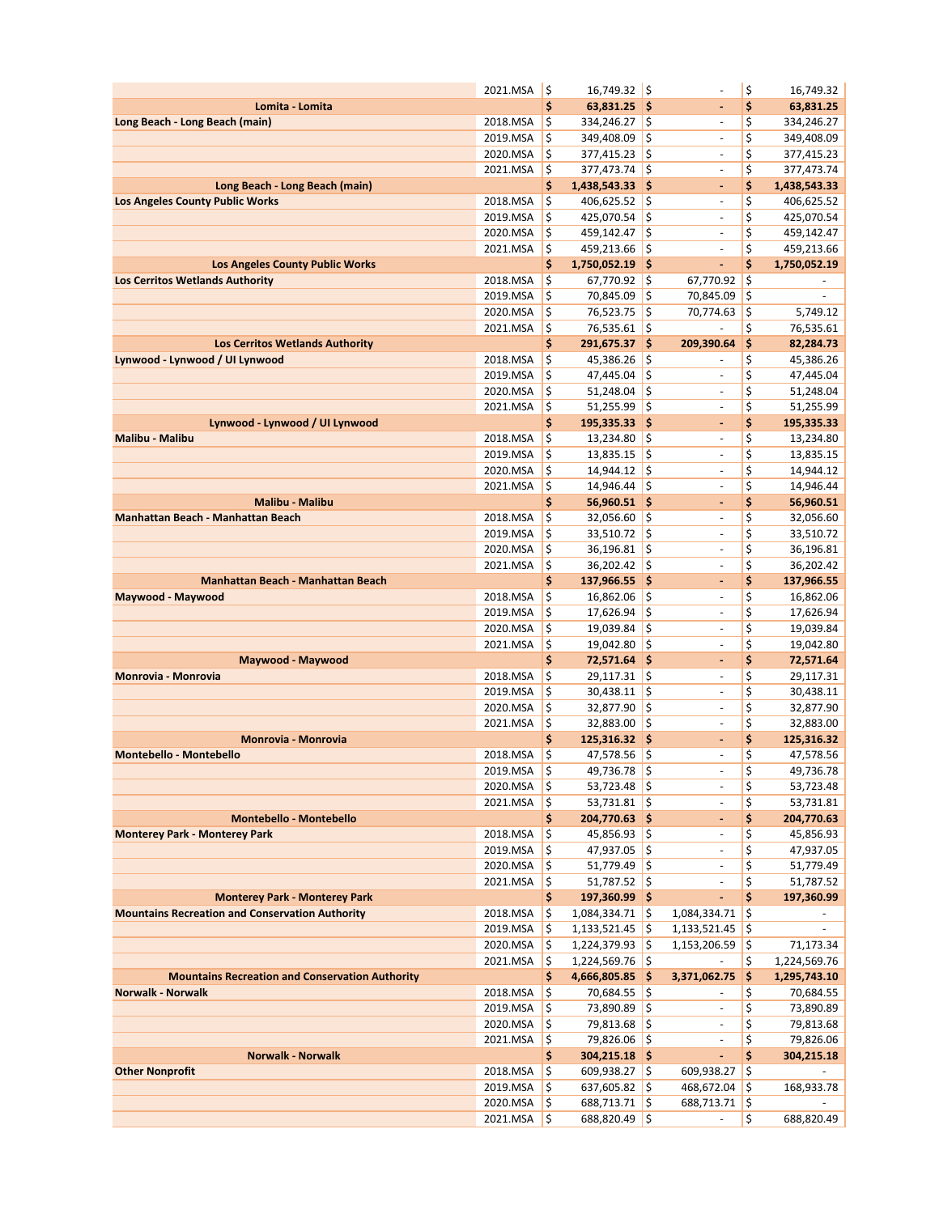| | | | | |
|---|---|---|---|---|
| | 2021.MSA | $ 16,749.32 | $ - | $ 16,749.32 |
| **Lomita - Lomita** | | **$ 63,831.25** | **$ -** | **$ 63,831.25** |
| **Long Beach - Long Beach (main)** | 2018.MSA | $ 334,246.27 | $ - | $ 334,246.27 |
| | 2019.MSA | $ 349,408.09 | $ - | $ 349,408.09 |
| | 2020.MSA | $ 377,415.23 | $ - | $ 377,415.23 |
| | 2021.MSA | $ 377,473.74 | $ - | $ 377,473.74 |
| **Long Beach - Long Beach (main)** | | **$ 1,438,543.33** | **$ -** | **$ 1,438,543.33** |
| **Los Angeles County Public Works** | 2018.MSA | $ 406,625.52 | $ - | $ 406,625.52 |
| | 2019.MSA | $ 425,070.54 | $ - | $ 425,070.54 |
| | 2020.MSA | $ 459,142.47 | $ - | $ 459,142.47 |
| | 2021.MSA | $ 459,213.66 | $ - | $ 459,213.66 |
| **Los Angeles County Public Works** | | **$ 1,750,052.19** | **$ -** | **$ 1,750,052.19** |
| **Los Cerritos Wetlands Authority** | 2018.MSA | $ 67,770.92 | $ 67,770.92 | $ - |
| | 2019.MSA | $ 70,845.09 | $ 70,845.09 | $ - |
| | 2020.MSA | $ 76,523.75 | $ 70,774.63 | $ 5,749.12 |
| | 2021.MSA | $ 76,535.61 | $ - | $ 76,535.61 |
| **Los Cerritos Wetlands Authority** | | **$ 291,675.37** | **$ 209,390.64** | **$ 82,284.73** |
| **Lynwood - Lynwood / UI Lynwood** | 2018.MSA | $ 45,386.26 | $ - | $ 45,386.26 |
| | 2019.MSA | $ 47,445.04 | $ - | $ 47,445.04 |
| | 2020.MSA | $ 51,248.04 | $ - | $ 51,248.04 |
| | 2021.MSA | $ 51,255.99 | $ - | $ 51,255.99 |
| **Lynwood - Lynwood / UI Lynwood** | | **$ 195,335.33** | **$ -** | **$ 195,335.33** |
| **Malibu - Malibu** | 2018.MSA | $ 13,234.80 | $ - | $ 13,234.80 |
| | 2019.MSA | $ 13,835.15 | $ - | $ 13,835.15 |
| | 2020.MSA | $ 14,944.12 | $ - | $ 14,944.12 |
| | 2021.MSA | $ 14,946.44 | $ - | $ 14,946.44 |
| **Malibu - Malibu** | | **$ 56,960.51** | **$ -** | **$ 56,960.51** |
| **Manhattan Beach - Manhattan Beach** | 2018.MSA | $ 32,056.60 | $ - | $ 32,056.60 |
| | 2019.MSA | $ 33,510.72 | $ - | $ 33,510.72 |
| | 2020.MSA | $ 36,196.81 | $ - | $ 36,196.81 |
| | 2021.MSA | $ 36,202.42 | $ - | $ 36,202.42 |
| **Manhattan Beach - Manhattan Beach** | | **$ 137,966.55** | **$ -** | **$ 137,966.55** |
| **Maywood - Maywood** | 2018.MSA | $ 16,862.06 | $ - | $ 16,862.06 |
| | 2019.MSA | $ 17,626.94 | $ - | $ 17,626.94 |
| | 2020.MSA | $ 19,039.84 | $ - | $ 19,039.84 |
| | 2021.MSA | $ 19,042.80 | $ - | $ 19,042.80 |
| **Maywood - Maywood** | | **$ 72,571.64** | **$ -** | **$ 72,571.64** |
| **Monrovia - Monrovia** | 2018.MSA | $ 29,117.31 | $ - | $ 29,117.31 |
| | 2019.MSA | $ 30,438.11 | $ - | $ 30,438.11 |
| | 2020.MSA | $ 32,877.90 | $ - | $ 32,877.90 |
| | 2021.MSA | $ 32,883.00 | $ - | $ 32,883.00 |
| **Monrovia - Monrovia** | | **$ 125,316.32** | **$ -** | **$ 125,316.32** |
| **Montebello - Montebello** | 2018.MSA | $ 47,578.56 | $ - | $ 47,578.56 |
| | 2019.MSA | $ 49,736.78 | $ - | $ 49,736.78 |
| | 2020.MSA | $ 53,723.48 | $ - | $ 53,723.48 |
| | 2021.MSA | $ 53,731.81 | $ - | $ 53,731.81 |
| **Montebello - Montebello** | | **$ 204,770.63** | **$ -** | **$ 204,770.63** |
| **Monterey Park - Monterey Park** | 2018.MSA | $ 45,856.93 | $ - | $ 45,856.93 |
| | 2019.MSA | $ 47,937.05 | $ - | $ 47,937.05 |
| | 2020.MSA | $ 51,779.49 | $ - | $ 51,779.49 |
| | 2021.MSA | $ 51,787.52 | $ - | $ 51,787.52 |
| **Monterey Park - Monterey Park** | | **$ 197,360.99** | **$ -** | **$ 197,360.99** |
| **Mountains Recreation and Conservation Authority** | 2018.MSA | $ 1,084,334.71 | $ 1,084,334.71 | $ - |
| | 2019.MSA | $ 1,133,521.45 | $ 1,133,521.45 | $ - |
| | 2020.MSA | $ 1,224,379.93 | $ 1,153,206.59 | $ 71,173.34 |
| | 2021.MSA | $ 1,224,569.76 | $ - | $ 1,224,569.76 |
| **Mountains Recreation and Conservation Authority** | | **$ 4,666,805.85** | **$ 3,371,062.75** | **$ 1,295,743.10** |
| **Norwalk - Norwalk** | 2018.MSA | $ 70,684.55 | $ - | $ 70,684.55 |
| | 2019.MSA | $ 73,890.89 | $ - | $ 73,890.89 |
| | 2020.MSA | $ 79,813.68 | $ - | $ 79,813.68 |
| | 2021.MSA | $ 79,826.06 | $ - | $ 79,826.06 |
| **Norwalk - Norwalk** | | **$ 304,215.18** | **$ -** | **$ 304,215.18** |
| **Other Nonprofit** | 2018.MSA | $ 609,938.27 | $ 609,938.27 | $ - |
| | 2019.MSA | $ 637,605.82 | $ 468,672.04 | $ 168,933.78 |
| | 2020.MSA | $ 688,713.71 | $ 688,713.71 | $ - |
| | 2021.MSA | $ 688,820.49 | $ - | $ 688,820.49 |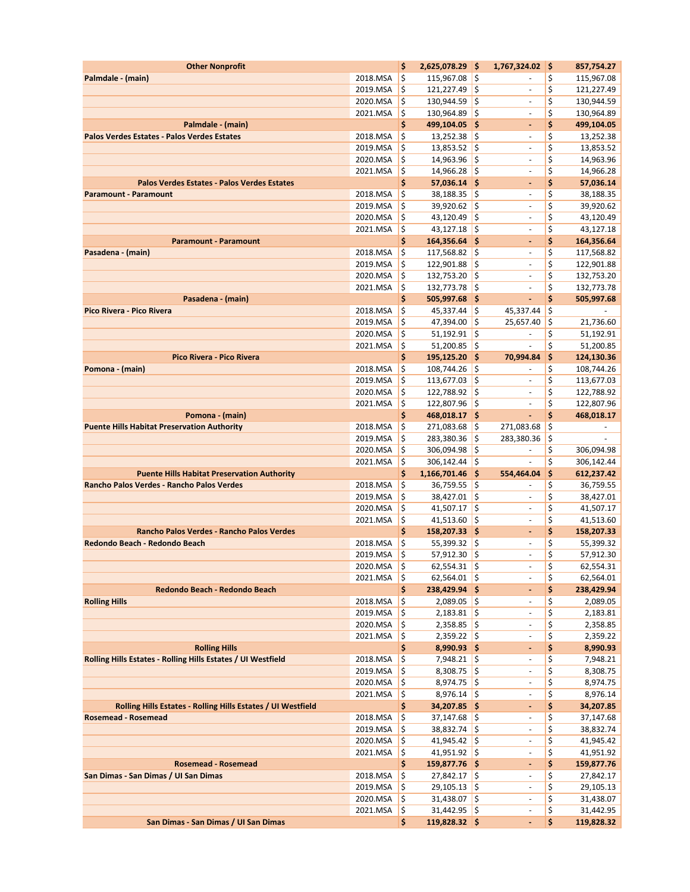| | | | | |
|---|---|---|---|---|
| **Other Nonprofit** | | **$ 2,625,078.29** | **$ 1,767,324.02** | **$ 857,754.27** |
| **Palmdale - (main)** | 2018.MSA | $ 115,967.08 | $ - | $ 115,967.08 |
| | 2019.MSA | $ 121,227.49 | $ - | $ 121,227.49 |
| | 2020.MSA | $ 130,944.59 | $ - | $ 130,944.59 |
| | 2021.MSA | $ 130,964.89 | $ - | $ 130,964.89 |
| **Palmdale - (main)** | | **$ 499,104.05** | **$ -** | **$ 499,104.05** |
| **Palos Verdes Estates - Palos Verdes Estates** | 2018.MSA | $ 13,252.38 | $ - | $ 13,252.38 |
| | 2019.MSA | $ 13,853.52 | $ - | $ 13,853.52 |
| | 2020.MSA | $ 14,963.96 | $ - | $ 14,963.96 |
| | 2021.MSA | $ 14,966.28 | $ - | $ 14,966.28 |
| **Palos Verdes Estates - Palos Verdes Estates** | | **$ 57,036.14** | **$ -** | **$ 57,036.14** |
| **Paramount - Paramount** | 2018.MSA | $ 38,188.35 | $ - | $ 38,188.35 |
| | 2019.MSA | $ 39,920.62 | $ - | $ 39,920.62 |
| | 2020.MSA | $ 43,120.49 | $ - | $ 43,120.49 |
| | 2021.MSA | $ 43,127.18 | $ - | $ 43,127.18 |
| **Paramount - Paramount** | | **$ 164,356.64** | **$ -** | **$ 164,356.64** |
| **Pasadena - (main)** | 2018.MSA | $ 117,568.82 | $ - | $ 117,568.82 |
| | 2019.MSA | $ 122,901.88 | $ - | $ 122,901.88 |
| | 2020.MSA | $ 132,753.20 | $ - | $ 132,753.20 |
| | 2021.MSA | $ 132,773.78 | $ - | $ 132,773.78 |
| **Pasadena - (main)** | | **$ 505,997.68** | **$ -** | **$ 505,997.68** |
| **Pico Rivera - Pico Rivera** | 2018.MSA | $ 45,337.44 | $ 45,337.44 | $ - |
| | 2019.MSA | $ 47,394.00 | $ 25,657.40 | $ 21,736.60 |
| | 2020.MSA | $ 51,192.91 | $ - | $ 51,192.91 |
| | 2021.MSA | $ 51,200.85 | $ - | $ 51,200.85 |
| **Pico Rivera - Pico Rivera** | | **$ 195,125.20** | **$ 70,994.84** | **$ 124,130.36** |
| **Pomona - (main)** | 2018.MSA | $ 108,744.26 | $ - | $ 108,744.26 |
| | 2019.MSA | $ 113,677.03 | $ - | $ 113,677.03 |
| | 2020.MSA | $ 122,788.92 | $ - | $ 122,788.92 |
| | 2021.MSA | $ 122,807.96 | $ - | $ 122,807.96 |
| **Pomona - (main)** | | **$ 468,018.17** | **$ -** | **$ 468,018.17** |
| **Puente Hills Habitat Preservation Authority** | 2018.MSA | $ 271,083.68 | $ 271,083.68 | $ - |
| | 2019.MSA | $ 283,380.36 | $ 283,380.36 | $ - |
| | 2020.MSA | $ 306,094.98 | $ - | $ 306,094.98 |
| | 2021.MSA | $ 306,142.44 | $ - | $ 306,142.44 |
| **Puente Hills Habitat Preservation Authority** | | **$ 1,166,701.46** | **$ 554,464.04** | **$ 612,237.42** |
| **Rancho Palos Verdes - Rancho Palos Verdes** | 2018.MSA | $ 36,759.55 | $ - | $ 36,759.55 |
| | 2019.MSA | $ 38,427.01 | $ - | $ 38,427.01 |
| | 2020.MSA | $ 41,507.17 | $ - | $ 41,507.17 |
| | 2021.MSA | $ 41,513.60 | $ - | $ 41,513.60 |
| **Rancho Palos Verdes - Rancho Palos Verdes** | | **$ 158,207.33** | **$ -** | **$ 158,207.33** |
| **Redondo Beach - Redondo Beach** | 2018.MSA | $ 55,399.32 | $ - | $ 55,399.32 |
| | 2019.MSA | $ 57,912.30 | $ - | $ 57,912.30 |
| | 2020.MSA | $ 62,554.31 | $ - | $ 62,554.31 |
| | 2021.MSA | $ 62,564.01 | $ - | $ 62,564.01 |
| **Redondo Beach - Redondo Beach** | | **$ 238,429.94** | **$ -** | **$ 238,429.94** |
| **Rolling Hills** | 2018.MSA | $ 2,089.05 | $ - | $ 2,089.05 |
| | 2019.MSA | $ 2,183.81 | $ - | $ 2,183.81 |
| | 2020.MSA | $ 2,358.85 | $ - | $ 2,358.85 |
| | 2021.MSA | $ 2,359.22 | $ - | $ 2,359.22 |
| **Rolling Hills** | | **$ 8,990.93** | **$ -** | **$ 8,990.93** |
| **Rolling Hills Estates - Rolling Hills Estates / UI Westfield** | 2018.MSA | $ 7,948.21 | $ - | $ 7,948.21 |
| | 2019.MSA | $ 8,308.75 | $ - | $ 8,308.75 |
| | 2020.MSA | $ 8,974.75 | $ - | $ 8,974.75 |
| | 2021.MSA | $ 8,976.14 | $ - | $ 8,976.14 |
| **Rolling Hills Estates - Rolling Hills Estates / UI Westfield** | | **$ 34,207.85** | **$ -** | **$ 34,207.85** |
| **Rosemead - Rosemead** | 2018.MSA | $ 37,147.68 | $ - | $ 37,147.68 |
| | 2019.MSA | $ 38,832.74 | $ - | $ 38,832.74 |
| | 2020.MSA | $ 41,945.42 | $ - | $ 41,945.42 |
| | 2021.MSA | $ 41,951.92 | $ - | $ 41,951.92 |
| **Rosemead - Rosemead** | | **$ 159,877.76** | **$ -** | **$ 159,877.76** |
| **San Dimas - San Dimas / UI San Dimas** | 2018.MSA | $ 27,842.17 | $ - | $ 27,842.17 |
| | 2019.MSA | $ 29,105.13 | $ - | $ 29,105.13 |
| | 2020.MSA | $ 31,438.07 | $ - | $ 31,438.07 |
| | 2021.MSA | $ 31,442.95 | $ - | $ 31,442.95 |
| **San Dimas - San Dimas / UI San Dimas** | | **$ 119,828.32** | **$ -** | **$ 119,828.32** |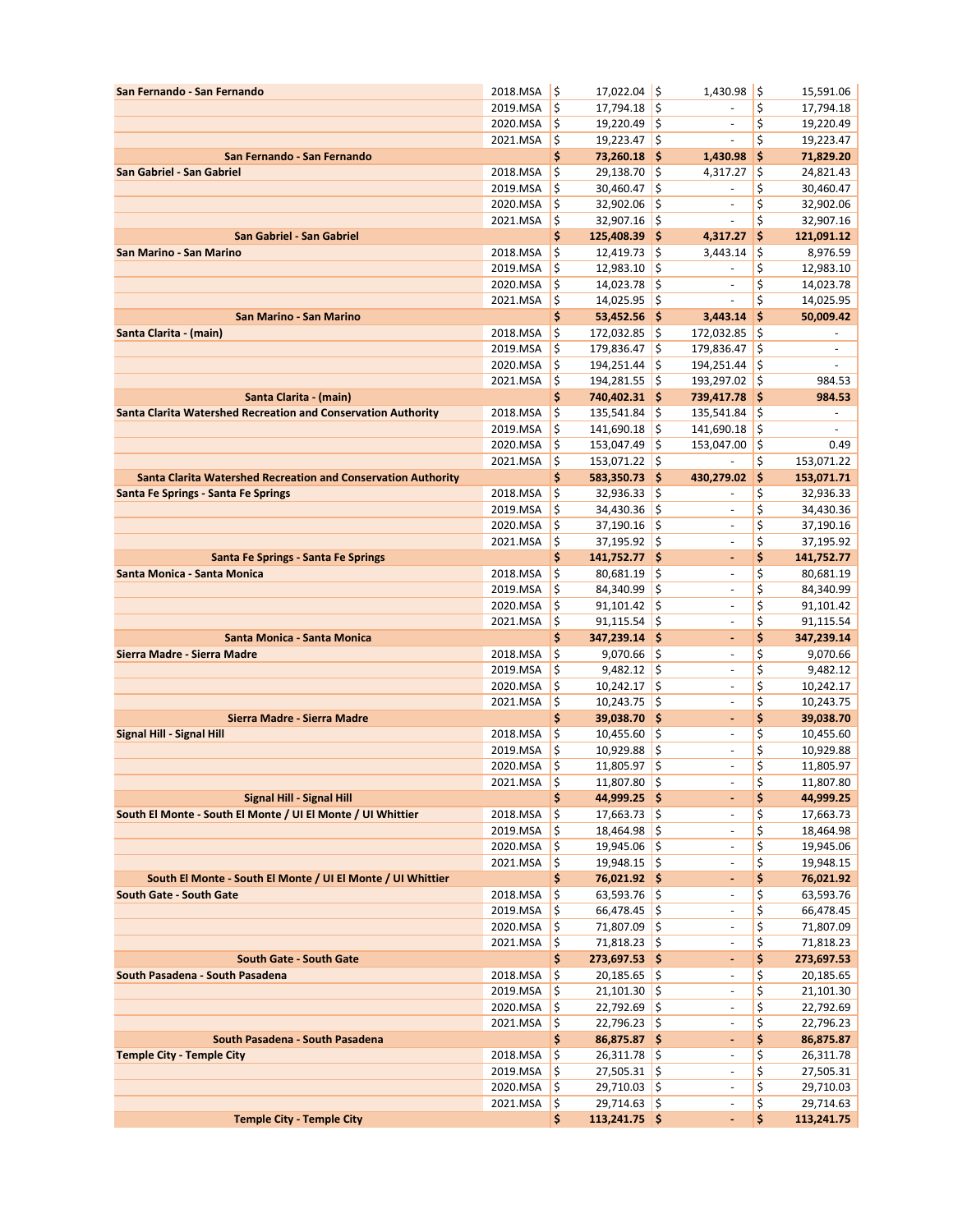| | | | | |
|---|---|---|---|---|
| **San Fernando - San Fernando** | 2018.MSA | $ 17,022.04 | $ 1,430.98 | $ 15,591.06 |
| | 2019.MSA | $ 17,794.18 | $ - | $ 17,794.18 |
| | 2020.MSA | $ 19,220.49 | $ - | $ 19,220.49 |
| | 2021.MSA | $ 19,223.47 | $ - | $ 19,223.47 |
| **San Fernando - San Fernando** | | **$ 73,260.18** | **$ 1,430.98** | **$ 71,829.20** |
| **San Gabriel - San Gabriel** | 2018.MSA | $ 29,138.70 | $ 4,317.27 | $ 24,821.43 |
| | 2019.MSA | $ 30,460.47 | $ - | $ 30,460.47 |
| | 2020.MSA | $ 32,902.06 | $ - | $ 32,902.06 |
| | 2021.MSA | $ 32,907.16 | $ - | $ 32,907.16 |
| **San Gabriel - San Gabriel** | | **$ 125,408.39** | **$ 4,317.27** | **$ 121,091.12** |
| **San Marino - San Marino** | 2018.MSA | $ 12,419.73 | $ 3,443.14 | $ 8,976.59 |
| | 2019.MSA | $ 12,983.10 | $ - | $ 12,983.10 |
| | 2020.MSA | $ 14,023.78 | $ - | $ 14,023.78 |
| | 2021.MSA | $ 14,025.95 | $ - | $ 14,025.95 |
| **San Marino - San Marino** | | **$ 53,452.56** | **$ 3,443.14** | **$ 50,009.42** |
| **Santa Clarita - (main)** | 2018.MSA | $ 172,032.85 | $ 172,032.85 | $ - |
| | 2019.MSA | $ 179,836.47 | $ 179,836.47 | $ - |
| | 2020.MSA | $ 194,251.44 | $ 194,251.44 | $ - |
| | 2021.MSA | $ 194,281.55 | $ 193,297.02 | $ 984.53 |
| **Santa Clarita - (main)** | | **$ 740,402.31** | **$ 739,417.78** | **$ 984.53** |
| **Santa Clarita Watershed Recreation and Conservation Authority** | 2018.MSA | $ 135,541.84 | $ 135,541.84 | $ - |
| | 2019.MSA | $ 141,690.18 | $ 141,690.18 | $ - |
| | 2020.MSA | $ 153,047.49 | $ 153,047.00 | $ 0.49 |
| | 2021.MSA | $ 153,071.22 | $ - | $ 153,071.22 |
| **Santa Clarita Watershed Recreation and Conservation Authority** | | **$ 583,350.73** | **$ 430,279.02** | **$ 153,071.71** |
| **Santa Fe Springs - Santa Fe Springs** | 2018.MSA | $ 32,936.33 | $ - | $ 32,936.33 |
| | 2019.MSA | $ 34,430.36 | $ - | $ 34,430.36 |
| | 2020.MSA | $ 37,190.16 | $ - | $ 37,190.16 |
| | 2021.MSA | $ 37,195.92 | $ - | $ 37,195.92 |
| **Santa Fe Springs - Santa Fe Springs** | | **$ 141,752.77** | **$ -** | **$ 141,752.77** |
| **Santa Monica - Santa Monica** | 2018.MSA | $ 80,681.19 | $ - | $ 80,681.19 |
| | 2019.MSA | $ 84,340.99 | $ - | $ 84,340.99 |
| | 2020.MSA | $ 91,101.42 | $ - | $ 91,101.42 |
| | 2021.MSA | $ 91,115.54 | $ - | $ 91,115.54 |
| **Santa Monica - Santa Monica** | | **$ 347,239.14** | **$ -** | **$ 347,239.14** |
| **Sierra Madre - Sierra Madre** | 2018.MSA | $ 9,070.66 | $ - | $ 9,070.66 |
| | 2019.MSA | $ 9,482.12 | $ - | $ 9,482.12 |
| | 2020.MSA | $ 10,242.17 | $ - | $ 10,242.17 |
| | 2021.MSA | $ 10,243.75 | $ - | $ 10,243.75 |
| **Sierra Madre - Sierra Madre** | | **$ 39,038.70** | **$ -** | **$ 39,038.70** |
| **Signal Hill - Signal Hill** | 2018.MSA | $ 10,455.60 | $ - | $ 10,455.60 |
| | 2019.MSA | $ 10,929.88 | $ - | $ 10,929.88 |
| | 2020.MSA | $ 11,805.97 | $ - | $ 11,805.97 |
| | 2021.MSA | $ 11,807.80 | $ - | $ 11,807.80 |
| **Signal Hill - Signal Hill** | | **$ 44,999.25** | **$ -** | **$ 44,999.25** |
| **South El Monte - South El Monte / UI El Monte / UI Whittier** | 2018.MSA | $ 17,663.73 | $ - | $ 17,663.73 |
| | 2019.MSA | $ 18,464.98 | $ - | $ 18,464.98 |
| | 2020.MSA | $ 19,945.06 | $ - | $ 19,945.06 |
| | 2021.MSA | $ 19,948.15 | $ - | $ 19,948.15 |
| **South El Monte - South El Monte / UI El Monte / UI Whittier** | | **$ 76,021.92** | **$ -** | **$ 76,021.92** |
| **South Gate - South Gate** | 2018.MSA | $ 63,593.76 | $ - | $ 63,593.76 |
| | 2019.MSA | $ 66,478.45 | $ - | $ 66,478.45 |
| | 2020.MSA | $ 71,807.09 | $ - | $ 71,807.09 |
| | 2021.MSA | $ 71,818.23 | $ - | $ 71,818.23 |
| **South Gate - South Gate** | | **$ 273,697.53** | **$ -** | **$ 273,697.53** |
| **South Pasadena - South Pasadena** | 2018.MSA | $ 20,185.65 | $ - | $ 20,185.65 |
| | 2019.MSA | $ 21,101.30 | $ - | $ 21,101.30 |
| | 2020.MSA | $ 22,792.69 | $ - | $ 22,792.69 |
| | 2021.MSA | $ 22,796.23 | $ - | $ 22,796.23 |
| **South Pasadena - South Pasadena** | | **$ 86,875.87** | **$ -** | **$ 86,875.87** |
| **Temple City - Temple City** | 2018.MSA | $ 26,311.78 | $ - | $ 26,311.78 |
| | 2019.MSA | $ 27,505.31 | $ - | $ 27,505.31 |
| | 2020.MSA | $ 29,710.03 | $ - | $ 29,710.03 |
| | 2021.MSA | $ 29,714.63 | $ - | $ 29,714.63 |
| **Temple City - Temple City** | | **$ 113,241.75** | **$ -** | **$ 113,241.75** |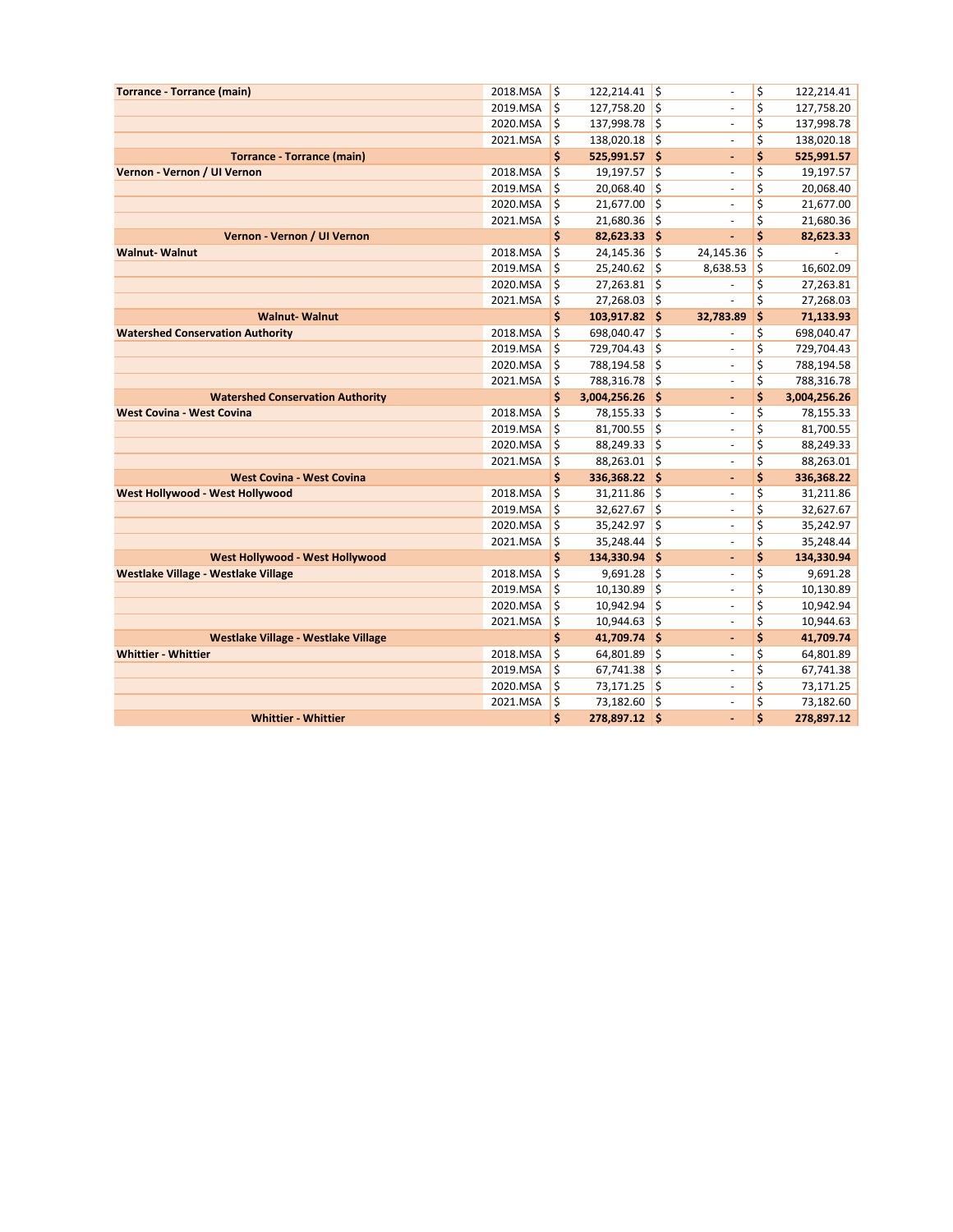| | | | | |
|---|---|---|---|---|
| **Torrance - Torrance (main)** | 2018.MSA | $ 122,214.41 | $ - | $ 122,214.41 |
| | 2019.MSA | $ 127,758.20 | $ - | $ 127,758.20 |
| | 2020.MSA | $ 137,998.78 | $ - | $ 137,998.78 |
| | 2021.MSA | $ 138,020.18 | $ - | $ 138,020.18 |
| **Torrance - Torrance (main)** | | **$ 525,991.57** | **$ -** | **$ 525,991.57** |
| **Vernon - Vernon / UI Vernon** | 2018.MSA | $ 19,197.57 | $ - | $ 19,197.57 |
| | 2019.MSA | $ 20,068.40 | $ - | $ 20,068.40 |
| | 2020.MSA | $ 21,677.00 | $ - | $ 21,677.00 |
| | 2021.MSA | $ 21,680.36 | $ - | $ 21,680.36 |
| **Vernon - Vernon / UI Vernon** | | **$ 82,623.33** | **$ -** | **$ 82,623.33** |
| **Walnut- Walnut** | 2018.MSA | $ 24,145.36 | $ 24,145.36 | $ - |
| | 2019.MSA | $ 25,240.62 | $ 8,638.53 | $ 16,602.09 |
| | 2020.MSA | $ 27,263.81 | $ - | $ 27,263.81 |
| | 2021.MSA | $ 27,268.03 | $ - | $ 27,268.03 |
| **Walnut- Walnut** | | **$ 103,917.82** | **$ 32,783.89** | **$ 71,133.93** |
| **Watershed Conservation Authority** | 2018.MSA | $ 698,040.47 | $ - | $ 698,040.47 |
| | 2019.MSA | $ 729,704.43 | $ - | $ 729,704.43 |
| | 2020.MSA | $ 788,194.58 | $ - | $ 788,194.58 |
| | 2021.MSA | $ 788,316.78 | $ - | $ 788,316.78 |
| **Watershed Conservation Authority** | | **$ 3,004,256.26** | **$ -** | **$ 3,004,256.26** |
| **West Covina - West Covina** | 2018.MSA | $ 78,155.33 | $ - | $ 78,155.33 |
| | 2019.MSA | $ 81,700.55 | $ - | $ 81,700.55 |
| | 2020.MSA | $ 88,249.33 | $ - | $ 88,249.33 |
| | 2021.MSA | $ 88,263.01 | $ - | $ 88,263.01 |
| **West Covina - West Covina** | | **$ 336,368.22** | **$ -** | **$ 336,368.22** |
| **West Hollywood - West Hollywood** | 2018.MSA | $ 31,211.86 | $ - | $ 31,211.86 |
| | 2019.MSA | $ 32,627.67 | $ - | $ 32,627.67 |
| | 2020.MSA | $ 35,242.97 | $ - | $ 35,242.97 |
| | 2021.MSA | $ 35,248.44 | $ - | $ 35,248.44 |
| **West Hollywood - West Hollywood** | | **$ 134,330.94** | **$ -** | **$ 134,330.94** |
| **Westlake Village - Westlake Village** | 2018.MSA | $ 9,691.28 | $ - | $ 9,691.28 |
| | 2019.MSA | $ 10,130.89 | $ - | $ 10,130.89 |
| | 2020.MSA | $ 10,942.94 | $ - | $ 10,942.94 |
| | 2021.MSA | $ 10,944.63 | $ - | $ 10,944.63 |
| **Westlake Village - Westlake Village** | | **$ 41,709.74** | **$ -** | **$ 41,709.74** |
| **Whittier - Whittier** | 2018.MSA | $ 64,801.89 | $ - | $ 64,801.89 |
| | 2019.MSA | $ 67,741.38 | $ - | $ 67,741.38 |
| | 2020.MSA | $ 73,171.25 | $ - | $ 73,171.25 |
| | 2021.MSA | $ 73,182.60 | $ - | $ 73,182.60 |
| **Whittier - Whittier** | | **$ 278,897.12** | **$ -** | **$ 278,897.12** |